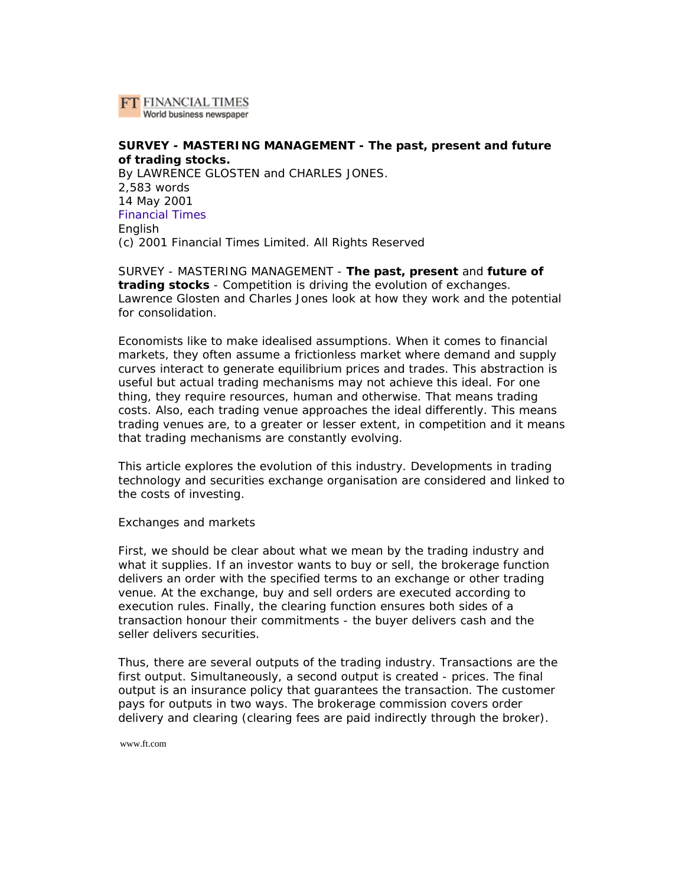FT FINANCIAL TIMES
World business newspaper

**SURVEY - MASTERING MANAGEMENT - The past, present and future of trading stocks.**
By LAWRENCE GLOSTEN and CHARLES JONES.
2,583 words
14 May 2001
Financial Times
English
(c) 2001 Financial Times Limited. All Rights Reserved

SURVEY - MASTERING MANAGEMENT - **The past, present** and **future of trading stocks** - Competition is driving the evolution of exchanges. Lawrence Glosten and Charles Jones look at how they work and the potential for consolidation.

Economists like to make idealised assumptions. When it comes to financial markets, they often assume a frictionless market where demand and supply curves interact to generate equilibrium prices and trades. This abstraction is useful but actual trading mechanisms may not achieve this ideal. For one thing, they require resources, human and otherwise. That means trading costs. Also, each trading venue approaches the ideal differently. This means trading venues are, to a greater or lesser extent, in competition and it means that trading mechanisms are constantly evolving.

This article explores the evolution of this industry. Developments in trading technology and securities exchange organisation are considered and linked to the costs of investing.

Exchanges and markets

First, we should be clear about what we mean by the trading industry and what it supplies. If an investor wants to buy or sell, the brokerage function delivers an order with the specified terms to an exchange or other trading venue. At the exchange, buy and sell orders are executed according to execution rules. Finally, the clearing function ensures both sides of a transaction honour their commitments - the buyer delivers cash and the seller delivers securities.

Thus, there are several outputs of the trading industry. Transactions are the first output. Simultaneously, a second output is created - prices. The final output is an insurance policy that guarantees the transaction. The customer pays for outputs in two ways. The brokerage commission covers order delivery and clearing (clearing fees are paid indirectly through the broker).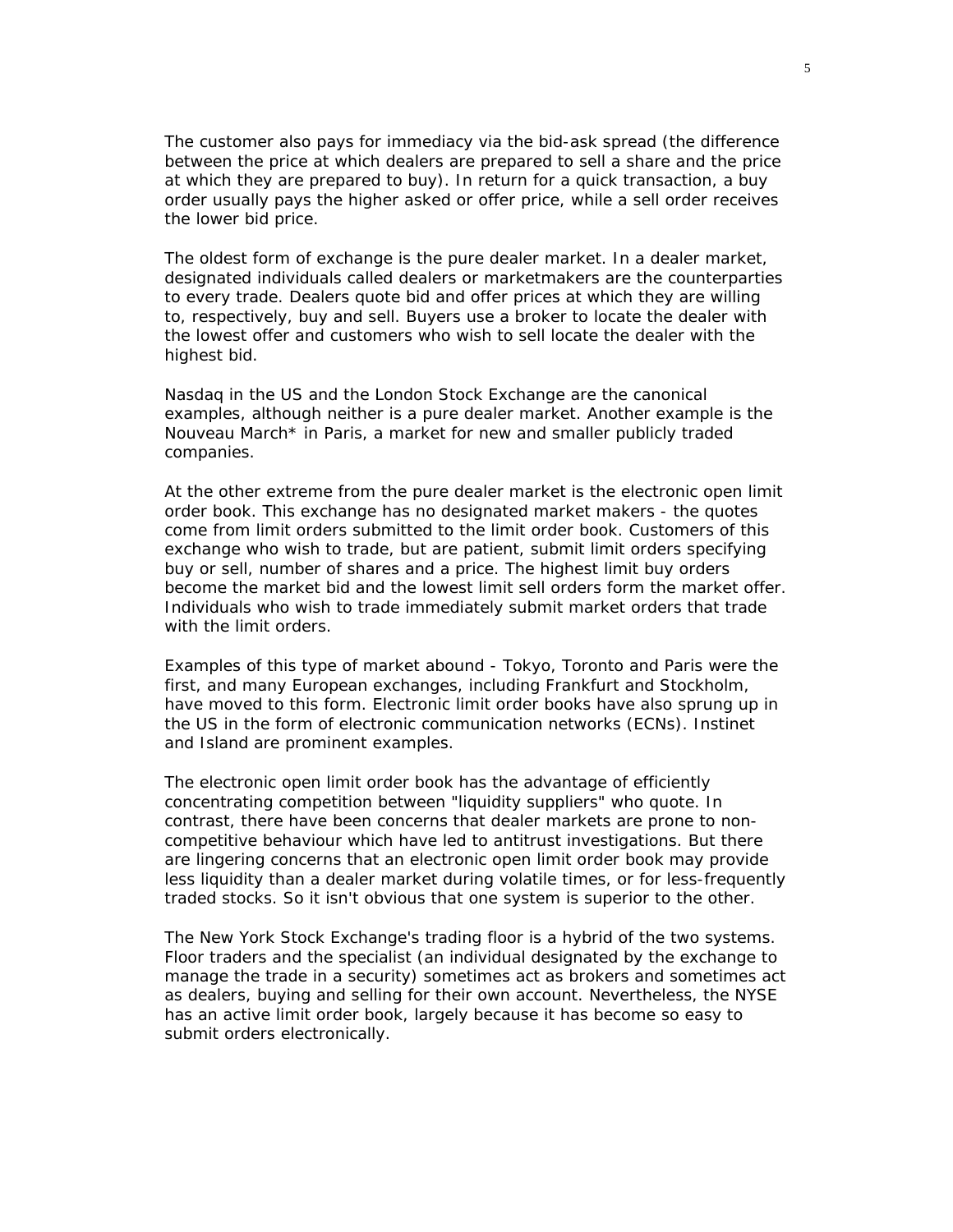The customer also pays for immediacy via the bid-ask spread (the difference between the price at which dealers are prepared to sell a share and the price at which they are prepared to buy). In return for a quick transaction, a buy order usually pays the higher asked or offer price, while a sell order receives the lower bid price.

The oldest form of exchange is the pure dealer market. In a dealer market, designated individuals called dealers or marketmakers are the counterparties to every trade. Dealers quote bid and offer prices at which they are willing to, respectively, buy and sell. Buyers use a broker to locate the dealer with the lowest offer and customers who wish to sell locate the dealer with the highest bid.

Nasdaq in the US and the London Stock Exchange are the canonical examples, although neither is a pure dealer market. Another example is the Nouveau March* in Paris, a market for new and smaller publicly traded companies.

At the other extreme from the pure dealer market is the electronic open limit order book. This exchange has no designated market makers - the quotes come from limit orders submitted to the limit order book. Customers of this exchange who wish to trade, but are patient, submit limit orders specifying buy or sell, number of shares and a price. The highest limit buy orders become the market bid and the lowest limit sell orders form the market offer. Individuals who wish to trade immediately submit market orders that trade with the limit orders.

Examples of this type of market abound - Tokyo, Toronto and Paris were the first, and many European exchanges, including Frankfurt and Stockholm, have moved to this form. Electronic limit order books have also sprung up in the US in the form of electronic communication networks (ECNs). Instinet and Island are prominent examples.

The electronic open limit order book has the advantage of efficiently concentrating competition between "liquidity suppliers" who quote. In contrast, there have been concerns that dealer markets are prone to non-competitive behaviour which have led to antitrust investigations. But there are lingering concerns that an electronic open limit order book may provide less liquidity than a dealer market during volatile times, or for less-frequently traded stocks. So it isn't obvious that one system is superior to the other.

The New York Stock Exchange's trading floor is a hybrid of the two systems. Floor traders and the specialist (an individual designated by the exchange to manage the trade in a security) sometimes act as brokers and sometimes act as dealers, buying and selling for their own account. Nevertheless, the NYSE has an active limit order book, largely because it has become so easy to submit orders electronically.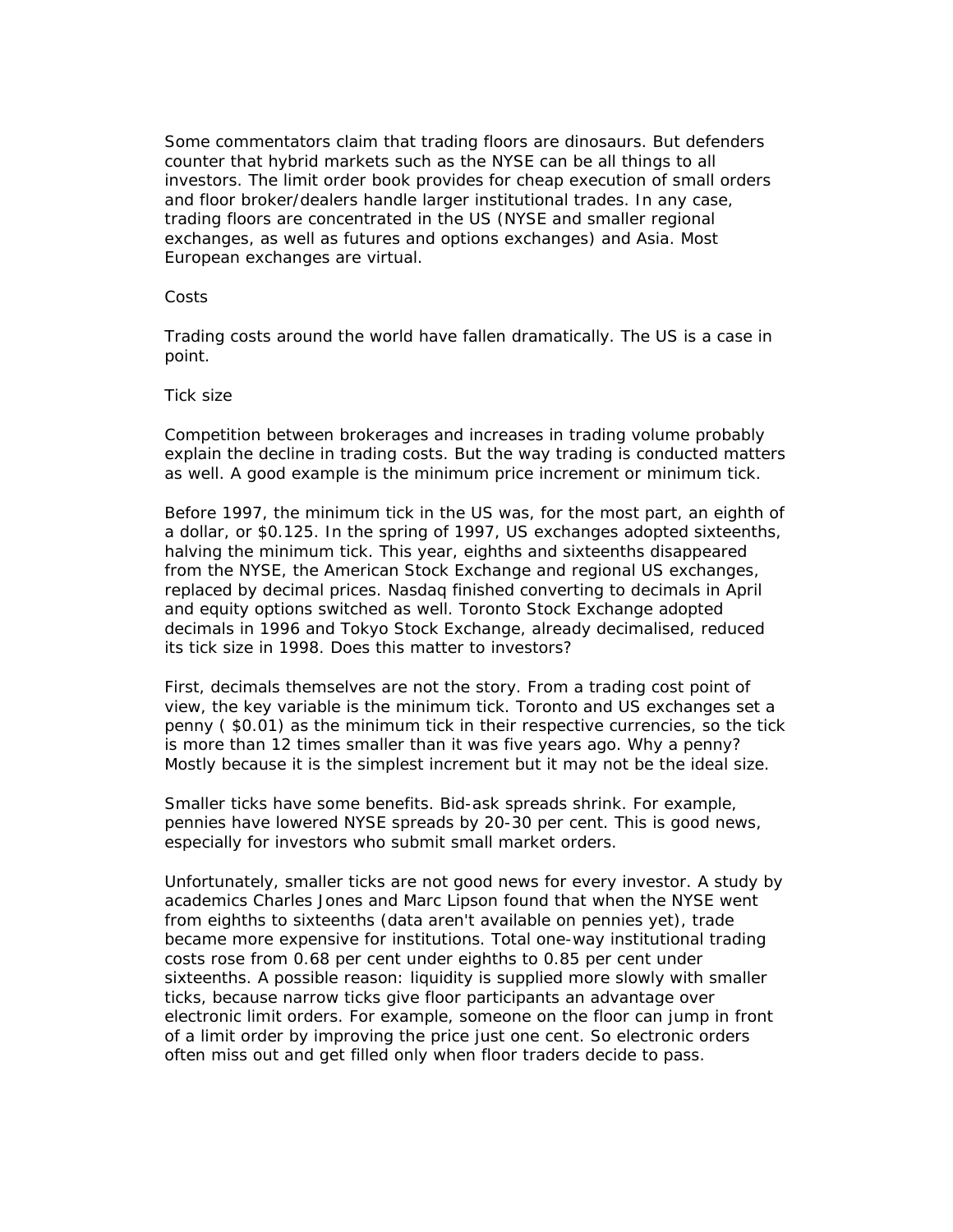Some commentators claim that trading floors are dinosaurs. But defenders counter that hybrid markets such as the NYSE can be all things to all investors. The limit order book provides for cheap execution of small orders and floor broker/dealers handle larger institutional trades. In any case, trading floors are concentrated in the US (NYSE and smaller regional exchanges, as well as futures and options exchanges) and Asia. Most European exchanges are virtual.

## Costs

Trading costs around the world have fallen dramatically. The US is a case in point.

### Tick size

Competition between brokerages and increases in trading volume probably explain the decline in trading costs. But the way trading is conducted matters as well. A good example is the minimum price increment or minimum tick.

Before 1997, the minimum tick in the US was, for the most part, an eighth of a dollar, or $0.125. In the spring of 1997, US exchanges adopted sixteenths, halving the minimum tick. This year, eighths and sixteenths disappeared from the NYSE, the American Stock Exchange and regional US exchanges, replaced by decimal prices. Nasdaq finished converting to decimals in April and equity options switched as well. Toronto Stock Exchange adopted decimals in 1996 and Tokyo Stock Exchange, already decimalised, reduced its tick size in 1998. Does this matter to investors?

First, decimals themselves are not the story. From a trading cost point of view, the key variable is the minimum tick. Toronto and US exchanges set a penny ( $0.01) as the minimum tick in their respective currencies, so the tick is more than 12 times smaller than it was five years ago. Why a penny? Mostly because it is the simplest increment but it may not be the ideal size.

Smaller ticks have some benefits. Bid-ask spreads shrink. For example, pennies have lowered NYSE spreads by 20-30 per cent. This is good news, especially for investors who submit small market orders.

Unfortunately, smaller ticks are not good news for every investor. A study by academics Charles Jones and Marc Lipson found that when the NYSE went from eighths to sixteenths (data aren't available on pennies yet), trade became more expensive for institutions. Total one-way institutional trading costs rose from 0.68 per cent under eighths to 0.85 per cent under sixteenths. A possible reason: liquidity is supplied more slowly with smaller ticks, because narrow ticks give floor participants an advantage over electronic limit orders. For example, someone on the floor can jump in front of a limit order by improving the price just one cent. So electronic orders often miss out and get filled only when floor traders decide to pass.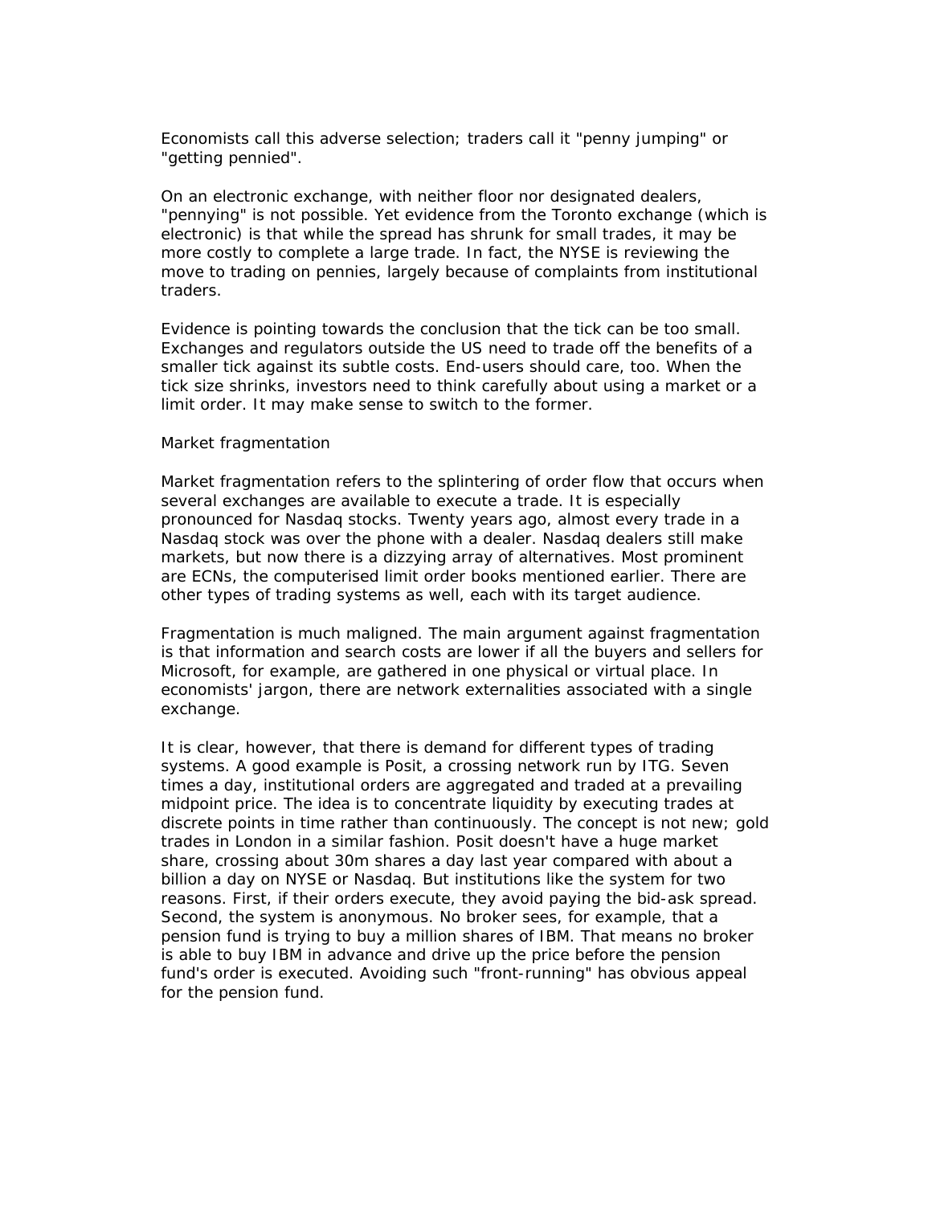Economists call this adverse selection; traders call it "penny jumping" or "getting pennied".

On an electronic exchange, with neither floor nor designated dealers, "pennying" is not possible. Yet evidence from the Toronto exchange (which is electronic) is that while the spread has shrunk for small trades, it may be more costly to complete a large trade. In fact, the NYSE is reviewing the move to trading on pennies, largely because of complaints from institutional traders.

Evidence is pointing towards the conclusion that the tick can be too small. Exchanges and regulators outside the US need to trade off the benefits of a smaller tick against its subtle costs. End-users should care, too. When the tick size shrinks, investors need to think carefully about using a market or a limit order. It may make sense to switch to the former.

## Market fragmentation

Market fragmentation refers to the splintering of order flow that occurs when several exchanges are available to execute a trade. It is especially pronounced for Nasdaq stocks. Twenty years ago, almost every trade in a Nasdaq stock was over the phone with a dealer. Nasdaq dealers still make markets, but now there is a dizzying array of alternatives. Most prominent are ECNs, the computerised limit order books mentioned earlier. There are other types of trading systems as well, each with its target audience.

Fragmentation is much maligned. The main argument against fragmentation is that information and search costs are lower if all the buyers and sellers for Microsoft, for example, are gathered in one physical or virtual place. In economists' jargon, there are network externalities associated with a single exchange.

It is clear, however, that there is demand for different types of trading systems. A good example is Posit, a crossing network run by ITG. Seven times a day, institutional orders are aggregated and traded at a prevailing midpoint price. The idea is to concentrate liquidity by executing trades at discrete points in time rather than continuously. The concept is not new; gold trades in London in a similar fashion. Posit doesn't have a huge market share, crossing about 30m shares a day last year compared with about a billion a day on NYSE or Nasdaq. But institutions like the system for two reasons. First, if their orders execute, they avoid paying the bid-ask spread. Second, the system is anonymous. No broker sees, for example, that a pension fund is trying to buy a million shares of IBM. That means no broker is able to buy IBM in advance and drive up the price before the pension fund's order is executed. Avoiding such "front-running" has obvious appeal for the pension fund.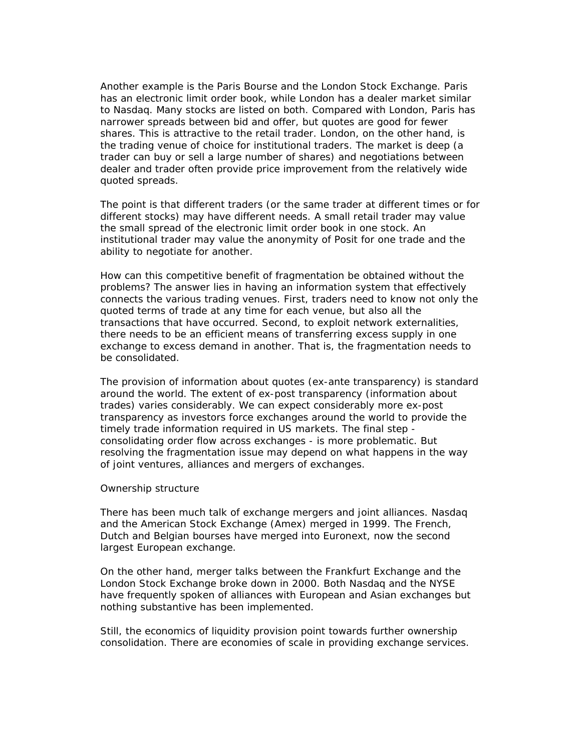Another example is the Paris Bourse and the London Stock Exchange. Paris has an electronic limit order book, while London has a dealer market similar to Nasdaq. Many stocks are listed on both. Compared with London, Paris has narrower spreads between bid and offer, but quotes are good for fewer shares. This is attractive to the retail trader. London, on the other hand, is the trading venue of choice for institutional traders. The market is deep (a trader can buy or sell a large number of shares) and negotiations between dealer and trader often provide price improvement from the relatively wide quoted spreads.

The point is that different traders (or the same trader at different times or for different stocks) may have different needs. A small retail trader may value the small spread of the electronic limit order book in one stock. An institutional trader may value the anonymity of Posit for one trade and the ability to negotiate for another.

How can this competitive benefit of fragmentation be obtained without the problems? The answer lies in having an information system that effectively connects the various trading venues. First, traders need to know not only the quoted terms of trade at any time for each venue, but also all the transactions that have occurred. Second, to exploit network externalities, there needs to be an efficient means of transferring excess supply in one exchange to excess demand in another. That is, the fragmentation needs to be consolidated.

The provision of information about quotes (ex-ante transparency) is standard around the world. The extent of ex-post transparency (information about trades) varies considerably. We can expect considerably more ex-post transparency as investors force exchanges around the world to provide the timely trade information required in US markets. The final step - consolidating order flow across exchanges - is more problematic. But resolving the fragmentation issue may depend on what happens in the way of joint ventures, alliances and mergers of exchanges.

## Ownership structure

There has been much talk of exchange mergers and joint alliances. Nasdaq and the American Stock Exchange (Amex) merged in 1999. The French, Dutch and Belgian bourses have merged into Euronext, now the second largest European exchange.

On the other hand, merger talks between the Frankfurt Exchange and the London Stock Exchange broke down in 2000. Both Nasdaq and the NYSE have frequently spoken of alliances with European and Asian exchanges but nothing substantive has been implemented.

Still, the economics of liquidity provision point towards further ownership consolidation. There are economies of scale in providing exchange services.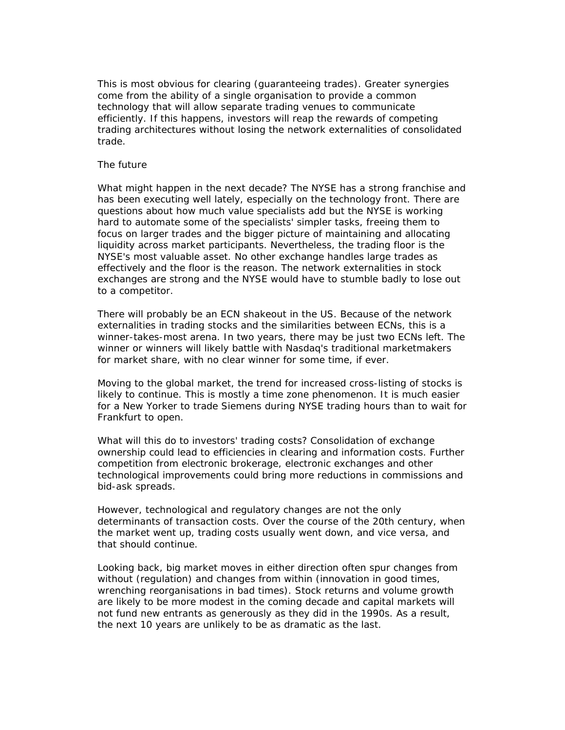This is most obvious for clearing (guaranteeing trades). Greater synergies come from the ability of a single organisation to provide a common technology that will allow separate trading venues to communicate efficiently. If this happens, investors will reap the rewards of competing trading architectures without losing the network externalities of consolidated trade.

## The future

What might happen in the next decade? The NYSE has a strong franchise and has been executing well lately, especially on the technology front. There are questions about how much value specialists add but the NYSE is working hard to automate some of the specialists' simpler tasks, freeing them to focus on larger trades and the bigger picture of maintaining and allocating liquidity across market participants. Nevertheless, the trading floor is the NYSE's most valuable asset. No other exchange handles large trades as effectively and the floor is the reason. The network externalities in stock exchanges are strong and the NYSE would have to stumble badly to lose out to a competitor.

There will probably be an ECN shakeout in the US. Because of the network externalities in trading stocks and the similarities between ECNs, this is a winner-takes-most arena. In two years, there may be just two ECNs left. The winner or winners will likely battle with Nasdaq's traditional marketmakers for market share, with no clear winner for some time, if ever.

Moving to the global market, the trend for increased cross-listing of stocks is likely to continue. This is mostly a time zone phenomenon. It is much easier for a New Yorker to trade Siemens during NYSE trading hours than to wait for Frankfurt to open.

What will this do to investors' trading costs? Consolidation of exchange ownership could lead to efficiencies in clearing and information costs. Further competition from electronic brokerage, electronic exchanges and other technological improvements could bring more reductions in commissions and bid-ask spreads.

However, technological and regulatory changes are not the only determinants of transaction costs. Over the course of the 20th century, when the market went up, trading costs usually went down, and vice versa, and that should continue.

Looking back, big market moves in either direction often spur changes from without (regulation) and changes from within (innovation in good times, wrenching reorganisations in bad times). Stock returns and volume growth are likely to be more modest in the coming decade and capital markets will not fund new entrants as generously as they did in the 1990s. As a result, the next 10 years are unlikely to be as dramatic as the last.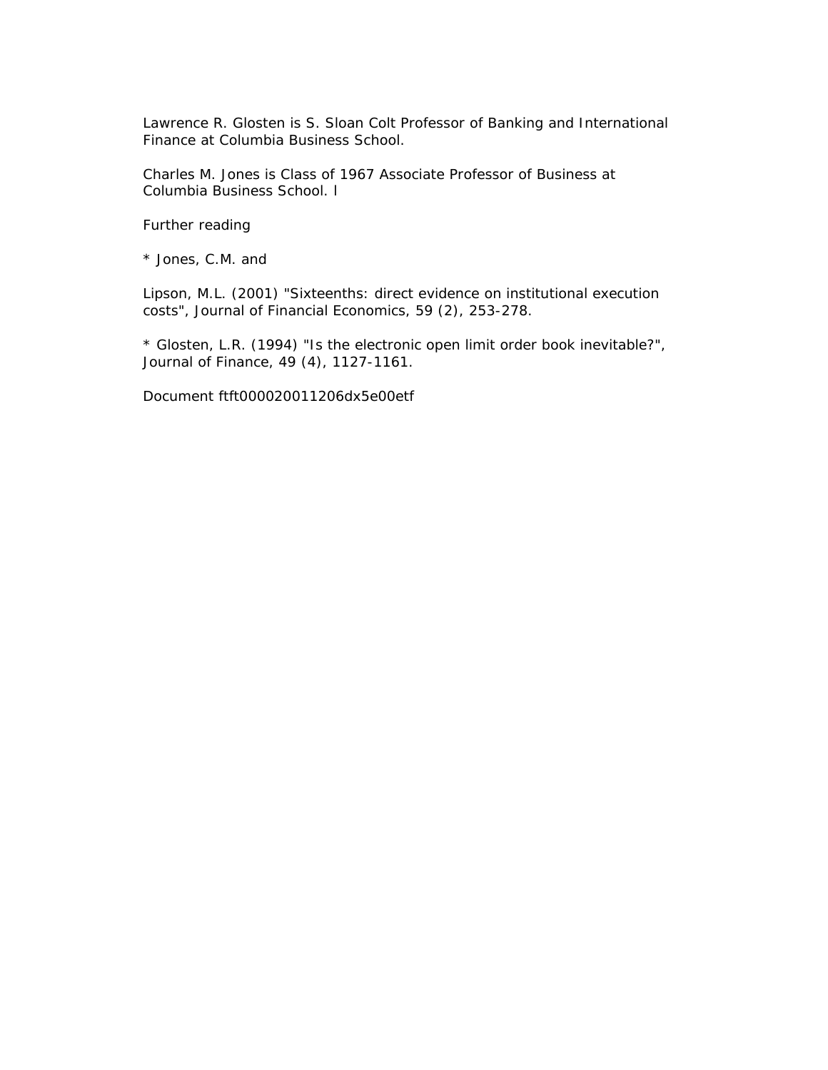Lawrence R. Glosten is S. Sloan Colt Professor of Banking and International Finance at Columbia Business School.

Charles M. Jones is Class of 1967 Associate Professor of Business at Columbia Business School. l

Further reading

* Jones, C.M. and

Lipson, M.L. (2001) "Sixteenths: direct evidence on institutional execution costs", Journal of Financial Economics, 59 (2), 253-278.

* Glosten, L.R. (1994) "Is the electronic open limit order book inevitable?", Journal of Finance, 49 (4), 1127-1161.

Document ftft000020011206dx5e00etf